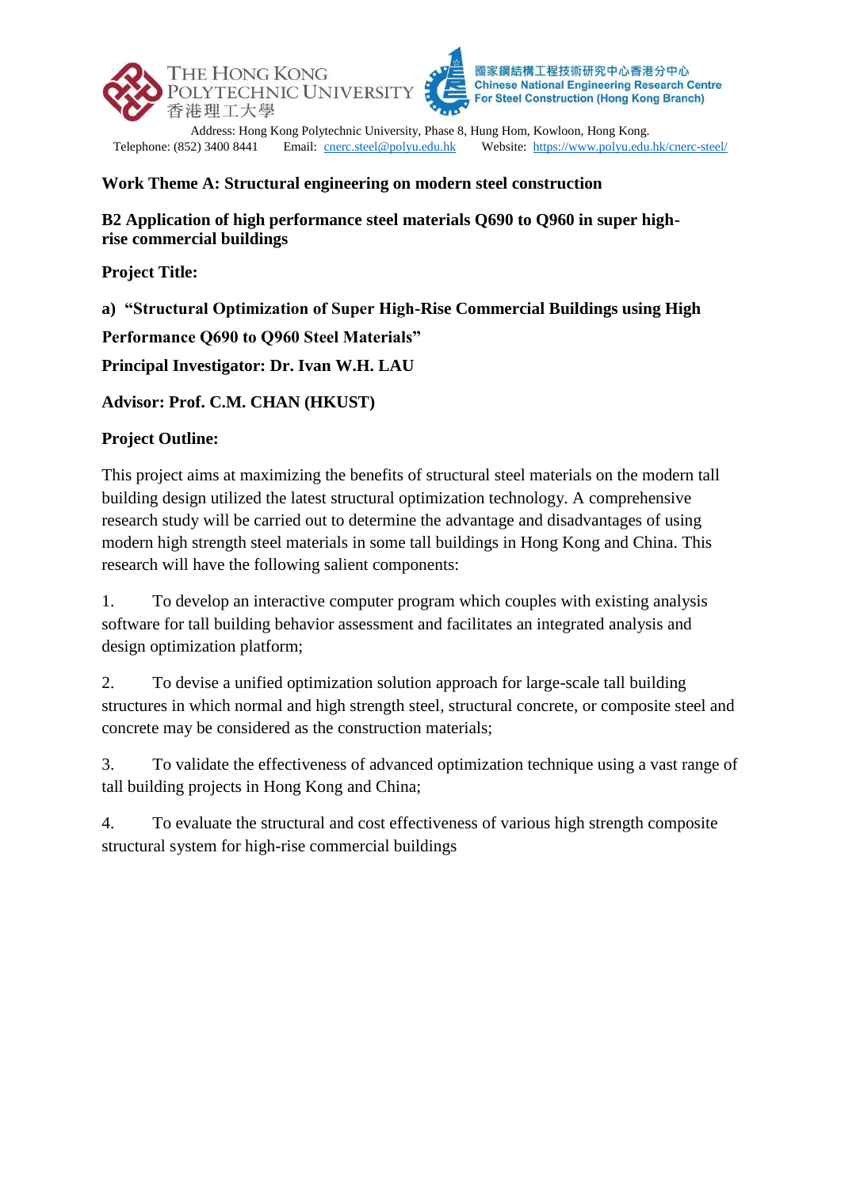THE HONG KONG POLYTECHNIC UNIVERSITY
香港理工大學

國家鋼結構工程技術研究中心香港分中心
Chinese National Engineering Research Centre For Steel Construction (Hong Kong Branch)

Address: Hong Kong Polytechnic University, Phase 8, Hung Hom, Kowloon, Hong Kong.
Telephone: (852) 3400 8441 Email: cnerc.steel@polyu.edu.hk Website: https://www.polyu.edu.hk/cnerc-steel/

**Work Theme A: Structural engineering on modern steel construction**

**B2 Application of high performance steel materials Q690 to Q960 in super high-rise commercial buildings**

**Project Title:**

**a) "Structural Optimization of Super High-Rise Commercial Buildings using High Performance Q690 to Q960 Steel Materials"**

**Principal Investigator: Dr. Ivan W.H. LAU**

**Advisor: Prof. C.M. CHAN (HKUST)**

**Project Outline:**

This project aims at maximizing the benefits of structural steel materials on the modern tall building design utilized the latest structural optimization technology. A comprehensive research study will be carried out to determine the advantage and disadvantages of using modern high strength steel materials in some tall buildings in Hong Kong and China. This research will have the following salient components:

1. To develop an interactive computer program which couples with existing analysis software for tall building behavior assessment and facilitates an integrated analysis and design optimization platform;

2. To devise a unified optimization solution approach for large-scale tall building structures in which normal and high strength steel, structural concrete, or composite steel and concrete may be considered as the construction materials;

3. To validate the effectiveness of advanced optimization technique using a vast range of tall building projects in Hong Kong and China;

4. To evaluate the structural and cost effectiveness of various high strength composite structural system for high-rise commercial buildings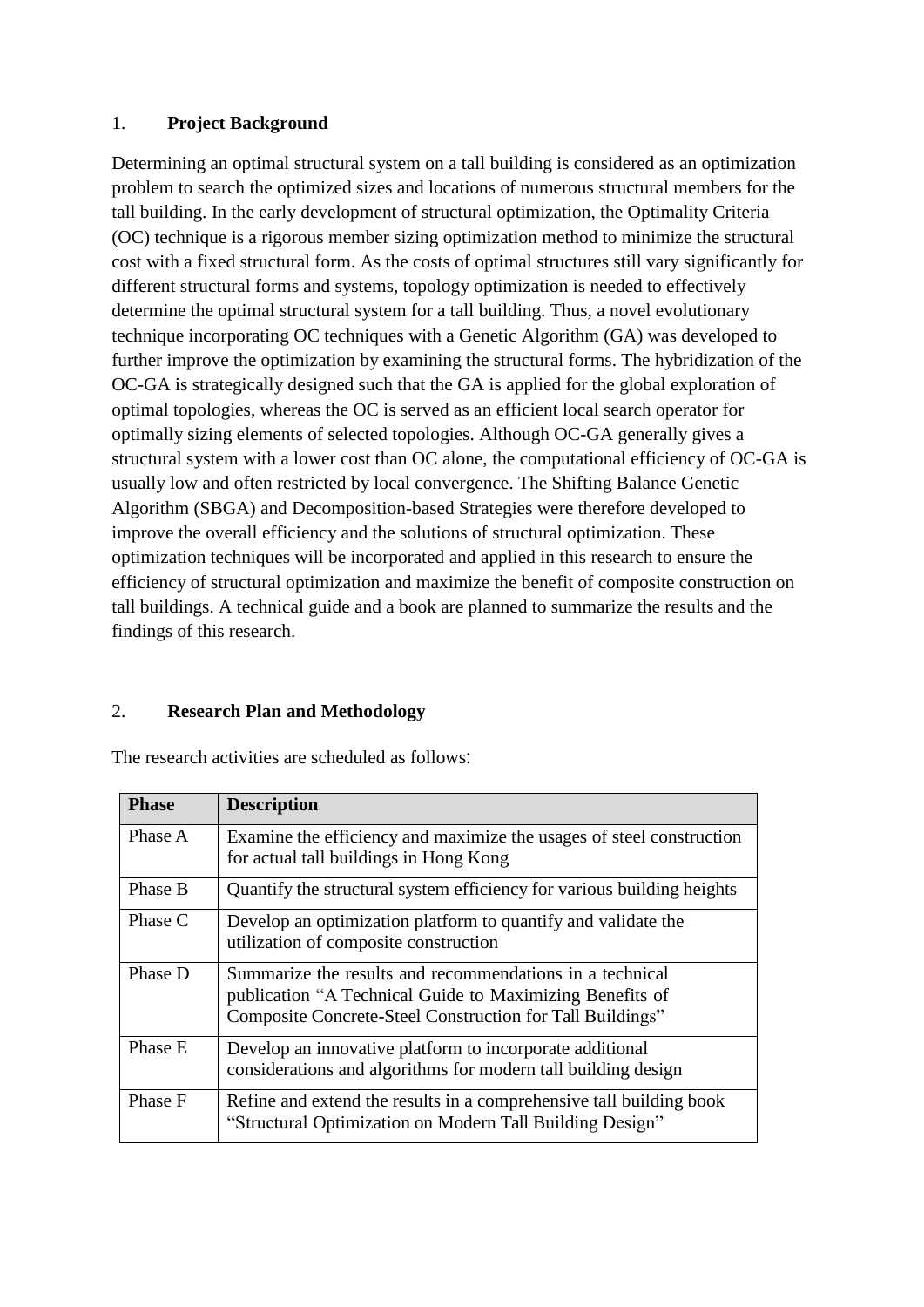## 1. Project Background

Determining an optimal structural system on a tall building is considered as an optimization problem to search the optimized sizes and locations of numerous structural members for the tall building. In the early development of structural optimization, the Optimality Criteria (OC) technique is a rigorous member sizing optimization method to minimize the structural cost with a fixed structural form. As the costs of optimal structures still vary significantly for different structural forms and systems, topology optimization is needed to effectively determine the optimal structural system for a tall building. Thus, a novel evolutionary technique incorporating OC techniques with a Genetic Algorithm (GA) was developed to further improve the optimization by examining the structural forms. The hybridization of the OC-GA is strategically designed such that the GA is applied for the global exploration of optimal topologies, whereas the OC is served as an efficient local search operator for optimally sizing elements of selected topologies. Although OC-GA generally gives a structural system with a lower cost than OC alone, the computational efficiency of OC-GA is usually low and often restricted by local convergence. The Shifting Balance Genetic Algorithm (SBGA) and Decomposition-based Strategies were therefore developed to improve the overall efficiency and the solutions of structural optimization. These optimization techniques will be incorporated and applied in this research to ensure the efficiency of structural optimization and maximize the benefit of composite construction on tall buildings. A technical guide and a book are planned to summarize the results and the findings of this research.

## 2. Research Plan and Methodology

The research activities are scheduled as follows:

| Phase | Description |
| --- | --- |
| Phase A | Examine the efficiency and maximize the usages of steel construction for actual tall buildings in Hong Kong |
| Phase B | Quantify the structural system efficiency for various building heights |
| Phase C | Develop an optimization platform to quantify and validate the utilization of composite construction |
| Phase D | Summarize the results and recommendations in a technical publication "A Technical Guide to Maximizing Benefits of Composite Concrete-Steel Construction for Tall Buildings" |
| Phase E | Develop an innovative platform to incorporate additional considerations and algorithms for modern tall building design |
| Phase F | Refine and extend the results in a comprehensive tall building book "Structural Optimization on Modern Tall Building Design" |